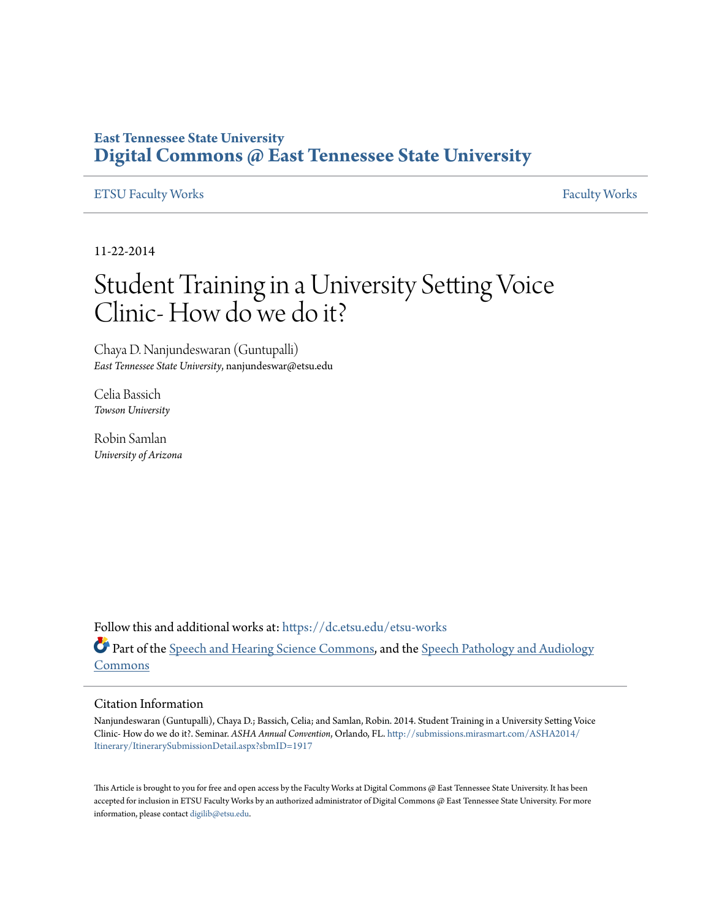East Tennessee State University
**Digital Commons @ East Tennessee State University**

ETSU Faculty Works | Faculty Works

11-22-2014

# Student Training in a University Setting Voice Clinic- How do we do it?

Chaya D. Nanjundeswaran (Guntupalli)
*East Tennessee State University*, nanjundeswar@etsu.edu

Celia Bassich
*Towson University*

Robin Samlan
*University of Arizona*

Follow this and additional works at: https://dc.etsu.edu/etsu-works

Part of the Speech and Hearing Science Commons, and the Speech Pathology and Audiology Commons

## Citation Information

Nanjundeswaran (Guntupalli), Chaya D.; Bassich, Celia; and Samlan, Robin. 2014. Student Training in a University Setting Voice Clinic- How do we do it?. Seminar. *ASHA Annual Convention*, Orlando, FL. http://submissions.mirasmart.com/ASHA2014/Itinerary/ItinerarySubmissionDetail.aspx?sbmID=1917

This Article is brought to you for free and open access by the Faculty Works at Digital Commons @ East Tennessee State University. It has been accepted for inclusion in ETSU Faculty Works by an authorized administrator of Digital Commons @ East Tennessee State University. For more information, please contact digilib@etsu.edu.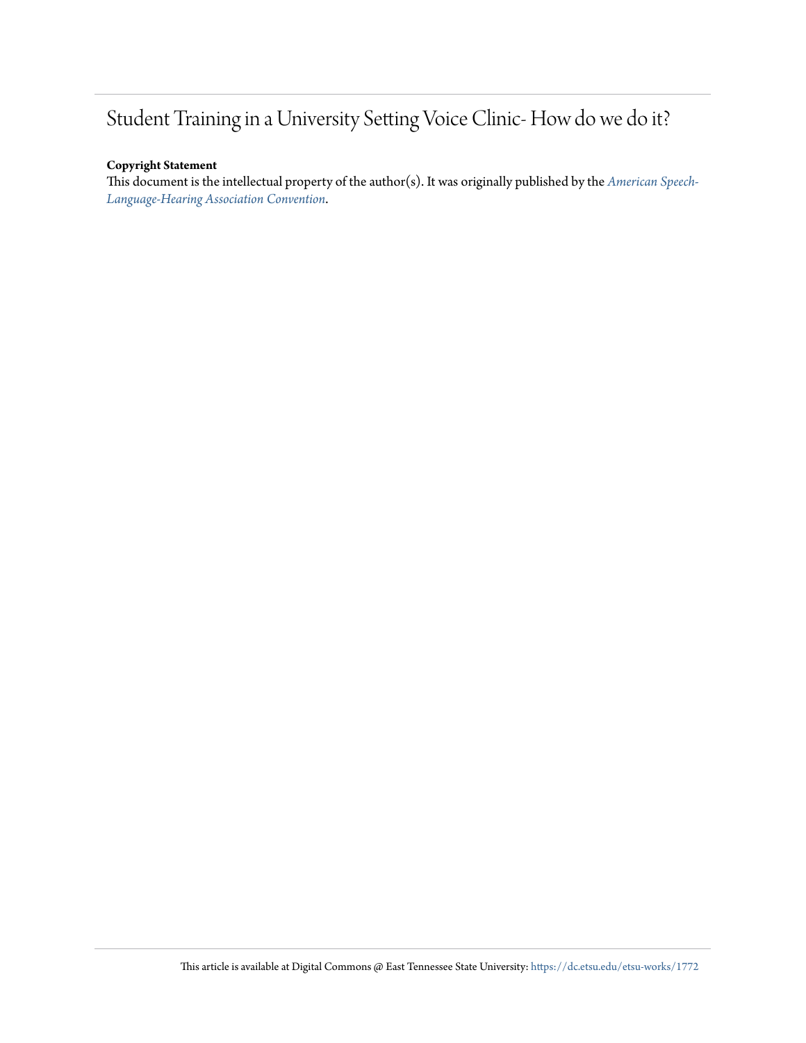# Student Training in a University Setting Voice Clinic- How do we do it?

**Copyright Statement**

This document is the intellectual property of the author(s). It was originally published by the *American Speech-Language-Hearing Association Convention*.

This article is available at Digital Commons @ East Tennessee State University: https://dc.etsu.edu/etsu-works/1772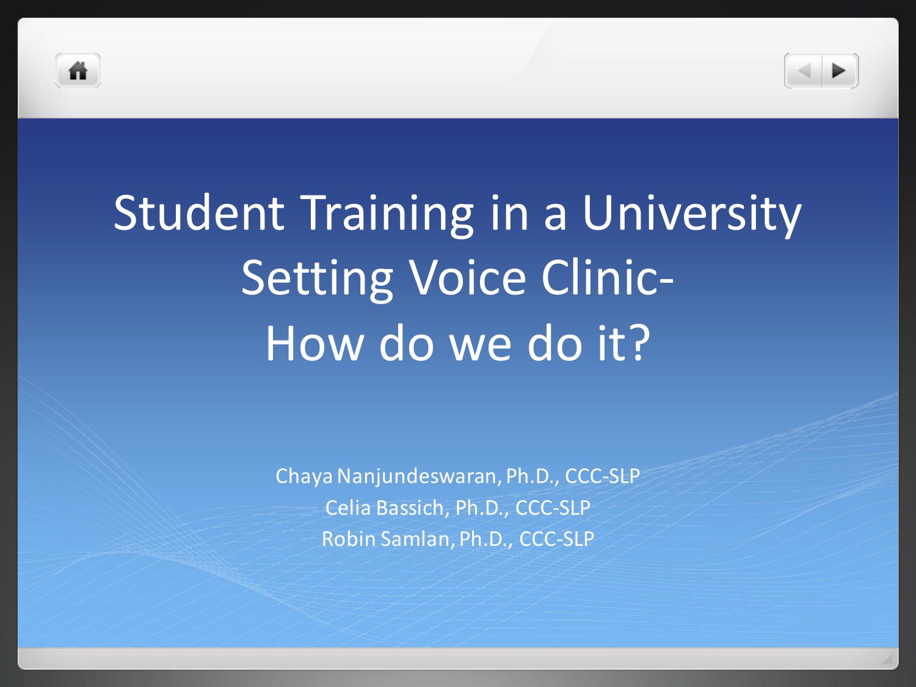# Student Training in a University Setting Voice Clinic- How do we do it?

Chaya Nanjundeswaran, Ph.D., CCC-SLP

Celia Bassich, Ph.D., CCC-SLP

Robin Samlan, Ph.D., CCC-SLP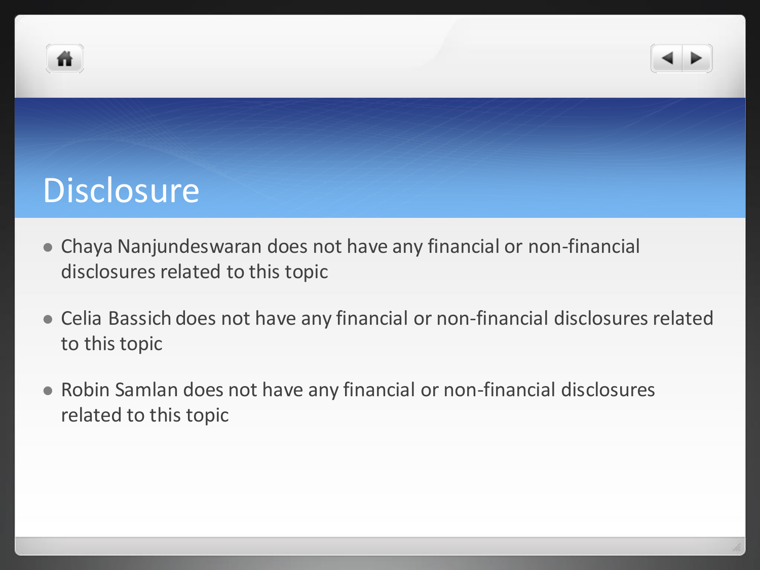# Disclosure

- Chaya Nanjundeswaran does not have any financial or non-financial disclosures related to this topic
- Celia Bassich does not have any financial or non-financial disclosures related to this topic
- Robin Samlan does not have any financial or non-financial disclosures related to this topic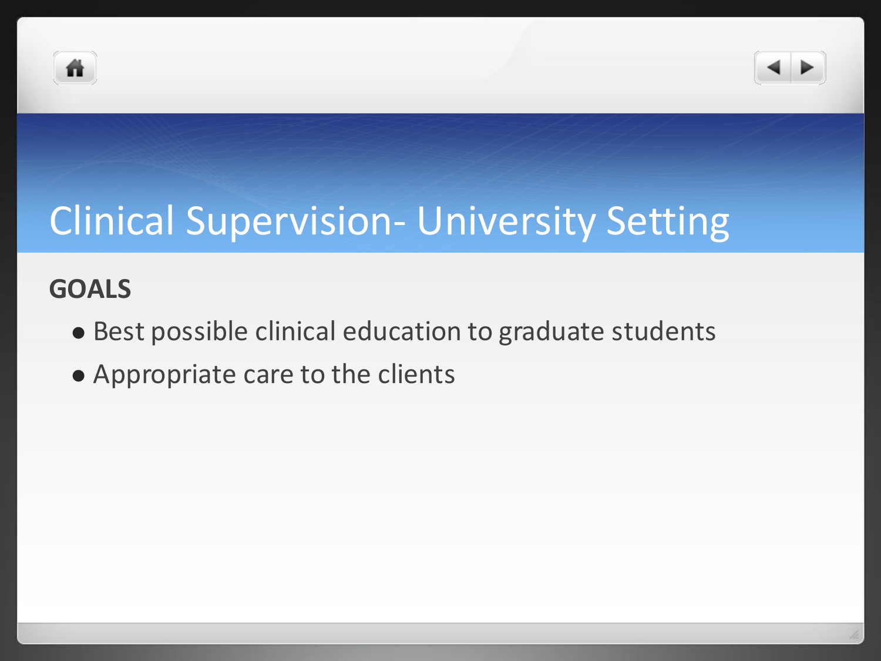# Clinical Supervision- University Setting

**GOALS**

- Best possible clinical education to graduate students
- Appropriate care to the clients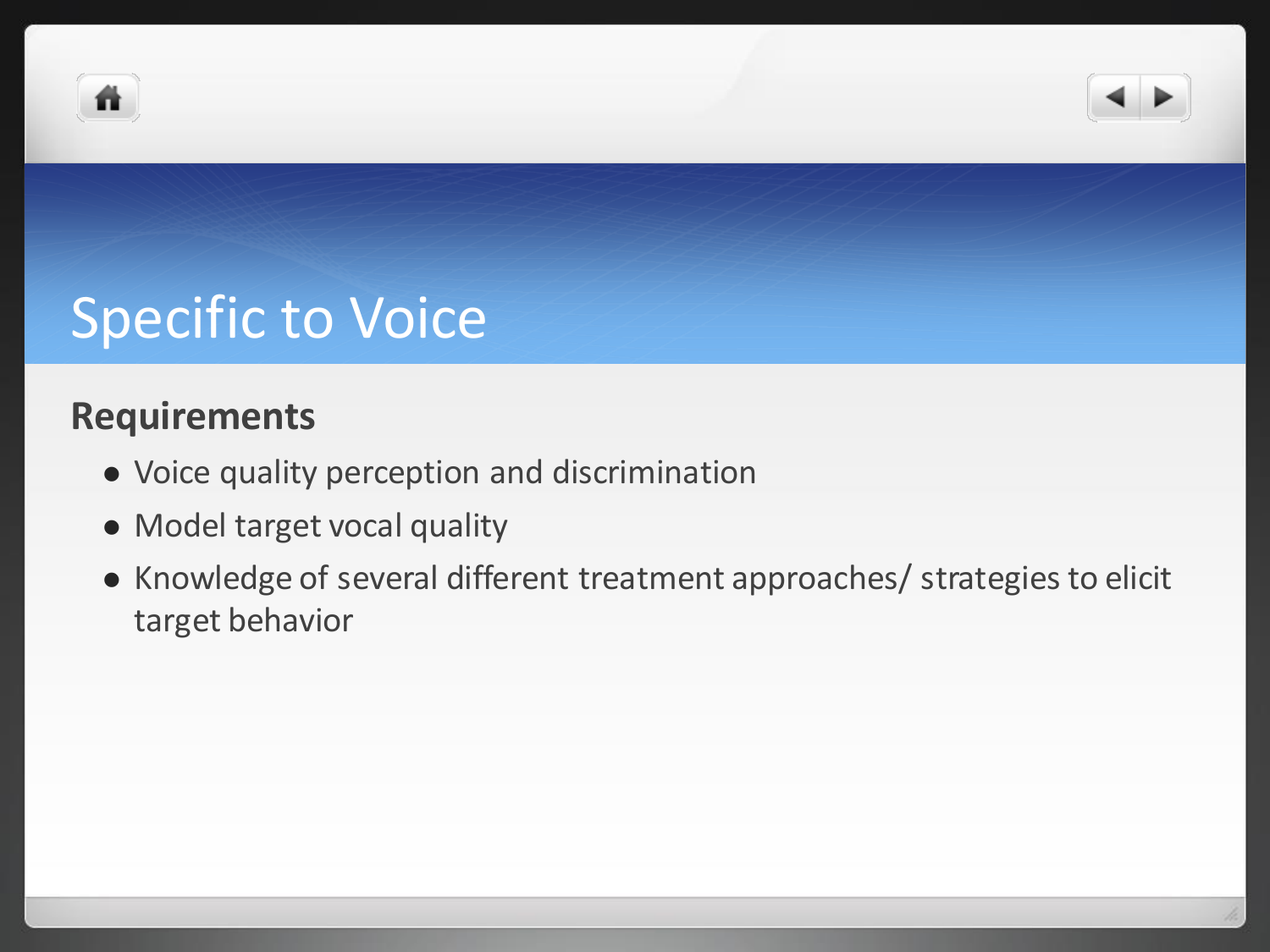# Specific to Voice

**Requirements**

- Voice quality perception and discrimination
- Model target vocal quality
- Knowledge of several different treatment approaches/ strategies to elicit target behavior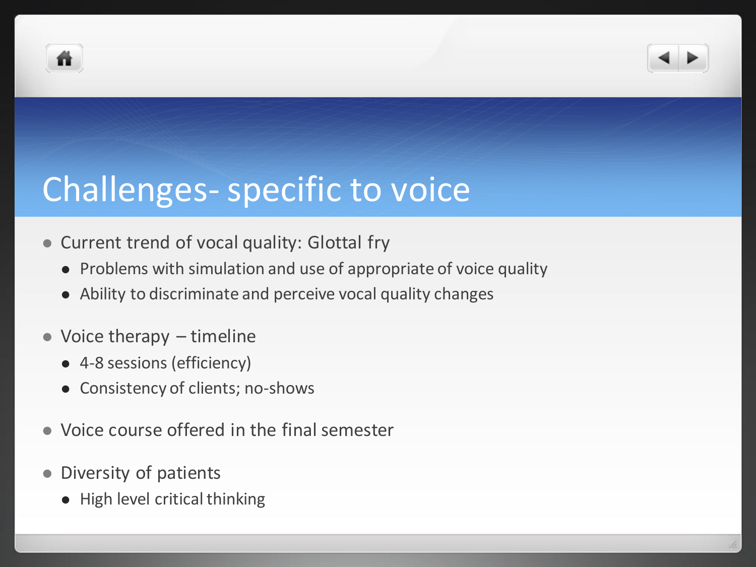# Challenges- specific to voice

- Current trend of vocal quality: Glottal fry
  - Problems with simulation and use of appropriate of voice quality
  - Ability to discriminate and perceive vocal quality changes
- Voice therapy – timeline
  - 4-8 sessions (efficiency)
  - Consistency of clients; no-shows
- Voice course offered in the final semester
- Diversity of patients
  - High level critical thinking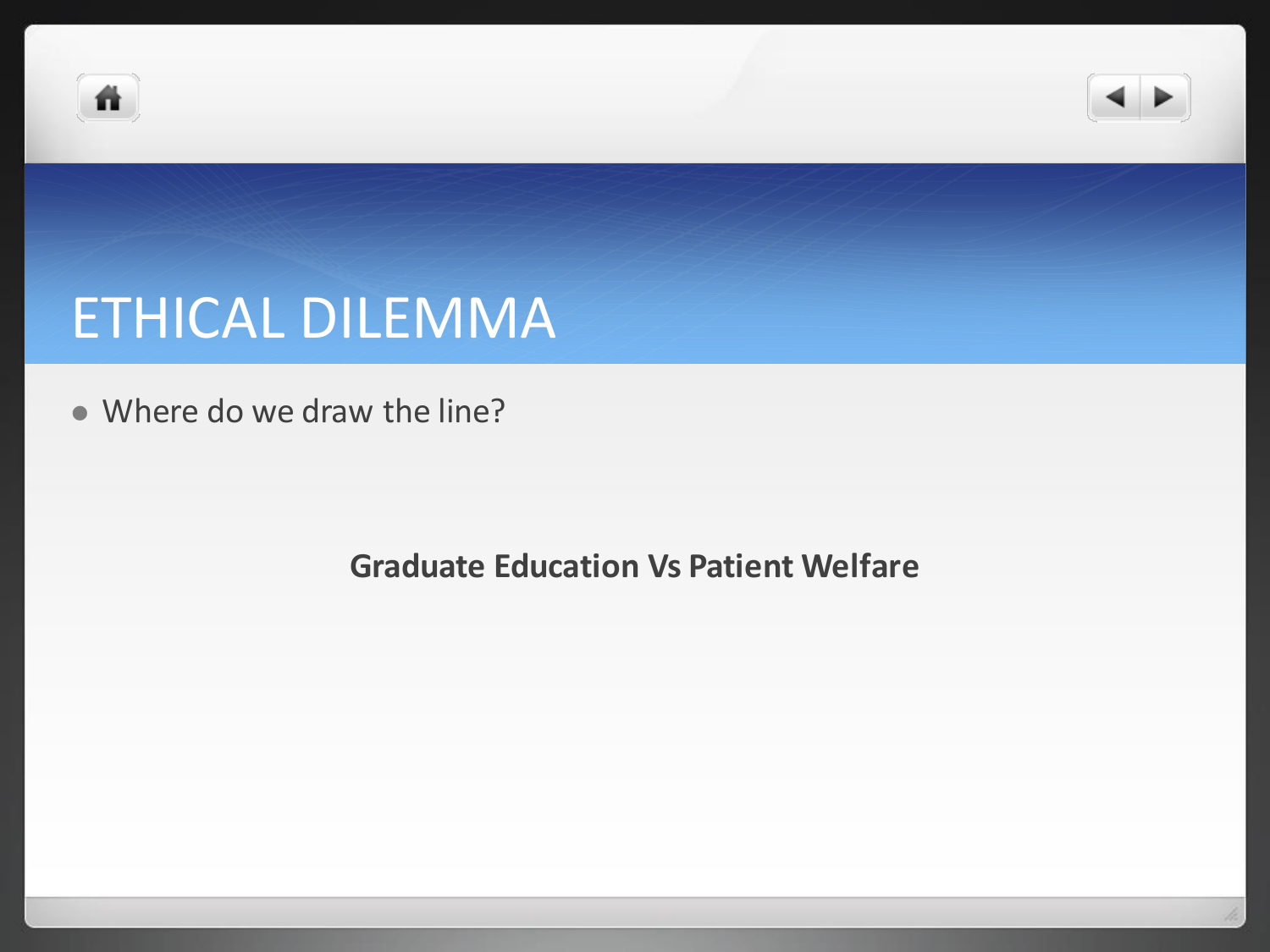# ETHICAL DILEMMA

- Where do we draw the line?

**Graduate Education Vs Patient Welfare**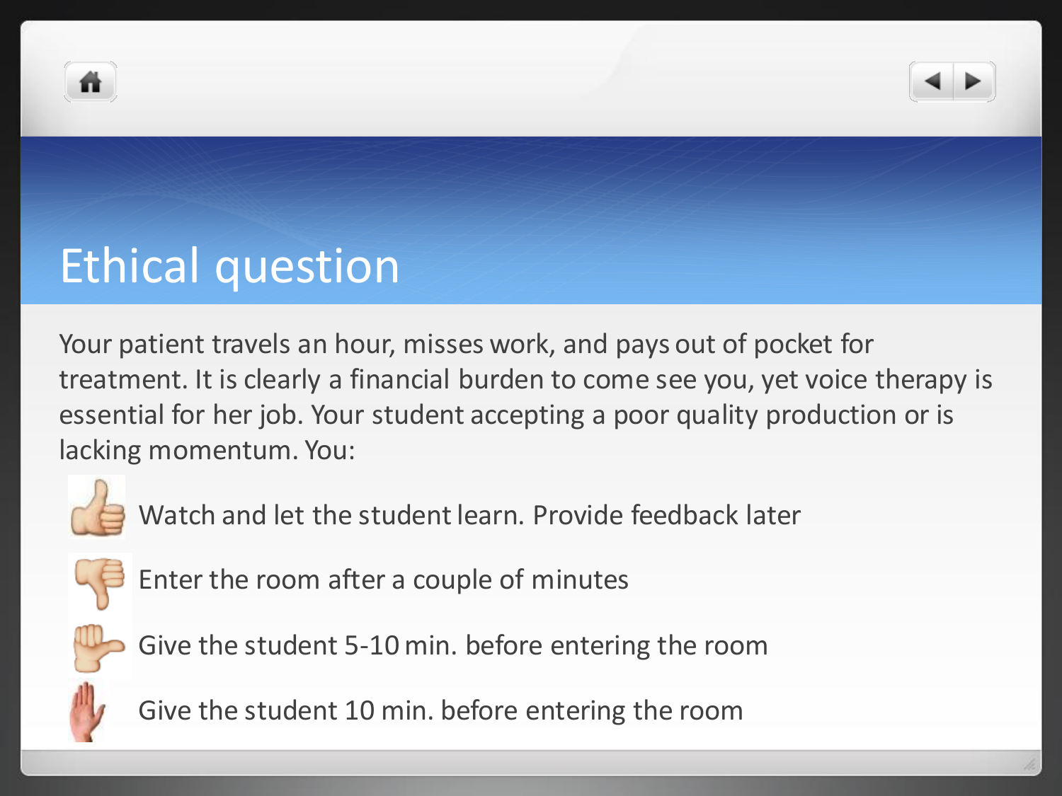# Ethical question

Your patient travels an hour, misses work, and pays out of pocket for treatment. It is clearly a financial burden to come see you, yet voice therapy is essential for her job. Your student accepting a poor quality production or is lacking momentum. You:

- Watch and let the student learn. Provide feedback later
- Enter the room after a couple of minutes
- Give the student 5-10 min. before entering the room
- Give the student 10 min. before entering the room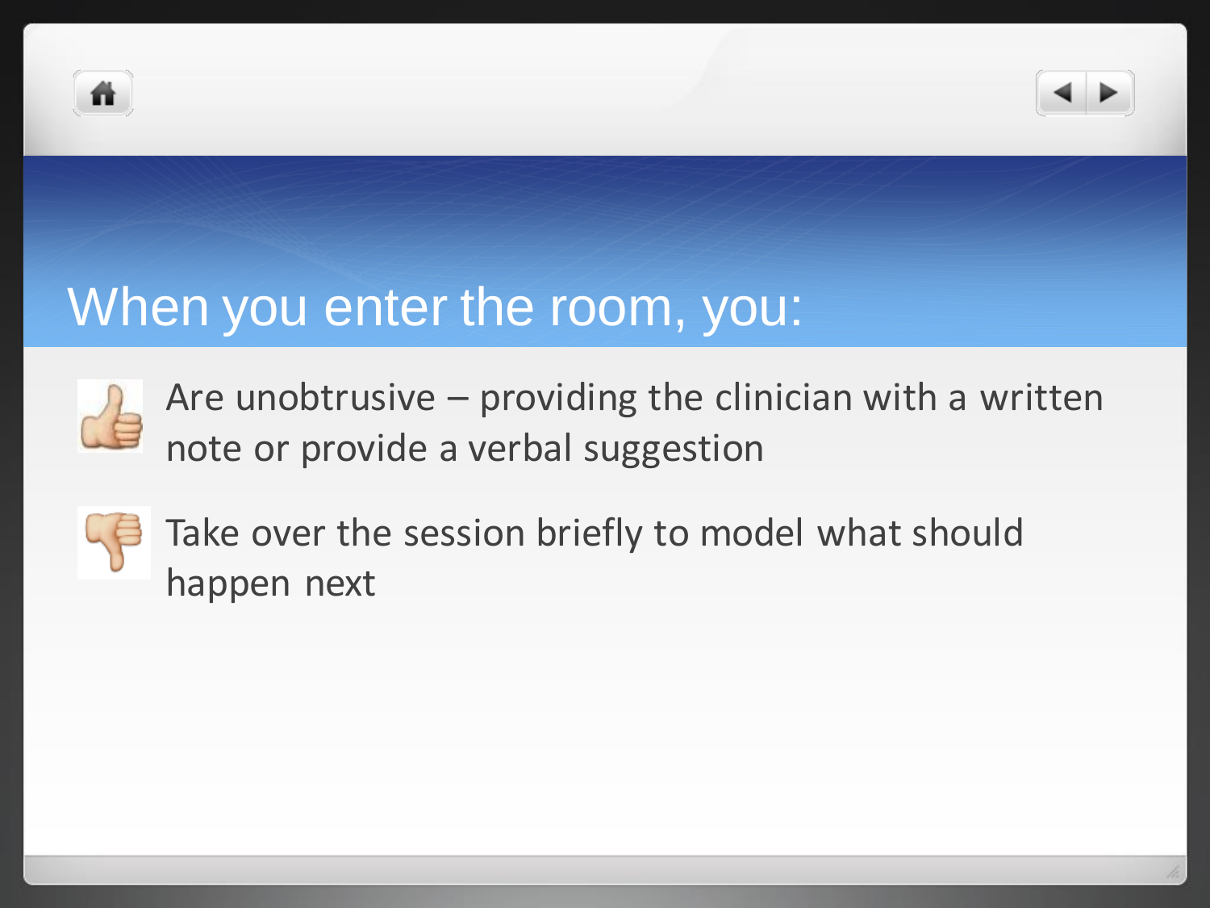# When you enter the room, you:

- 👍 Are unobtrusive – providing the clinician with a written note or provide a verbal suggestion
- 👎 Take over the session briefly to model what should happen next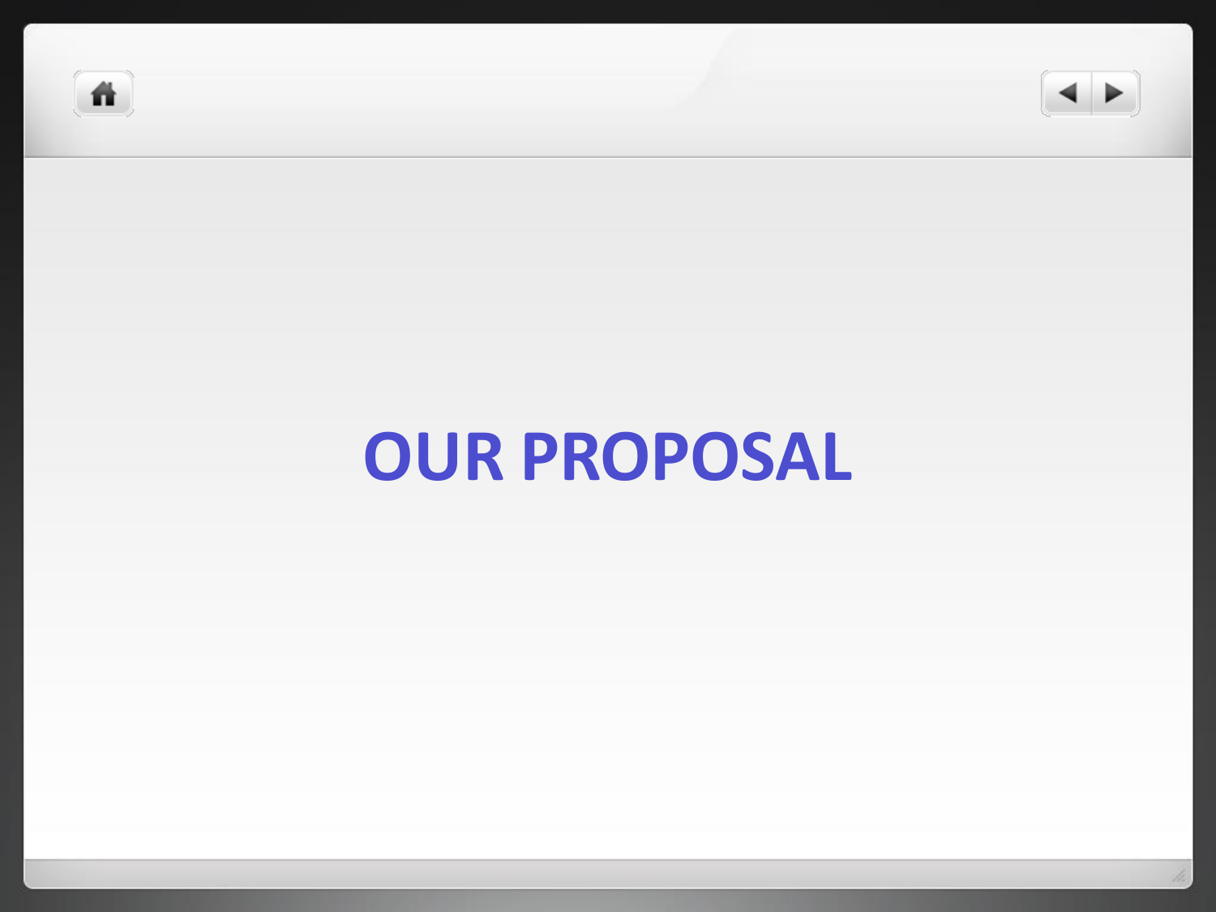# OUR PROPOSAL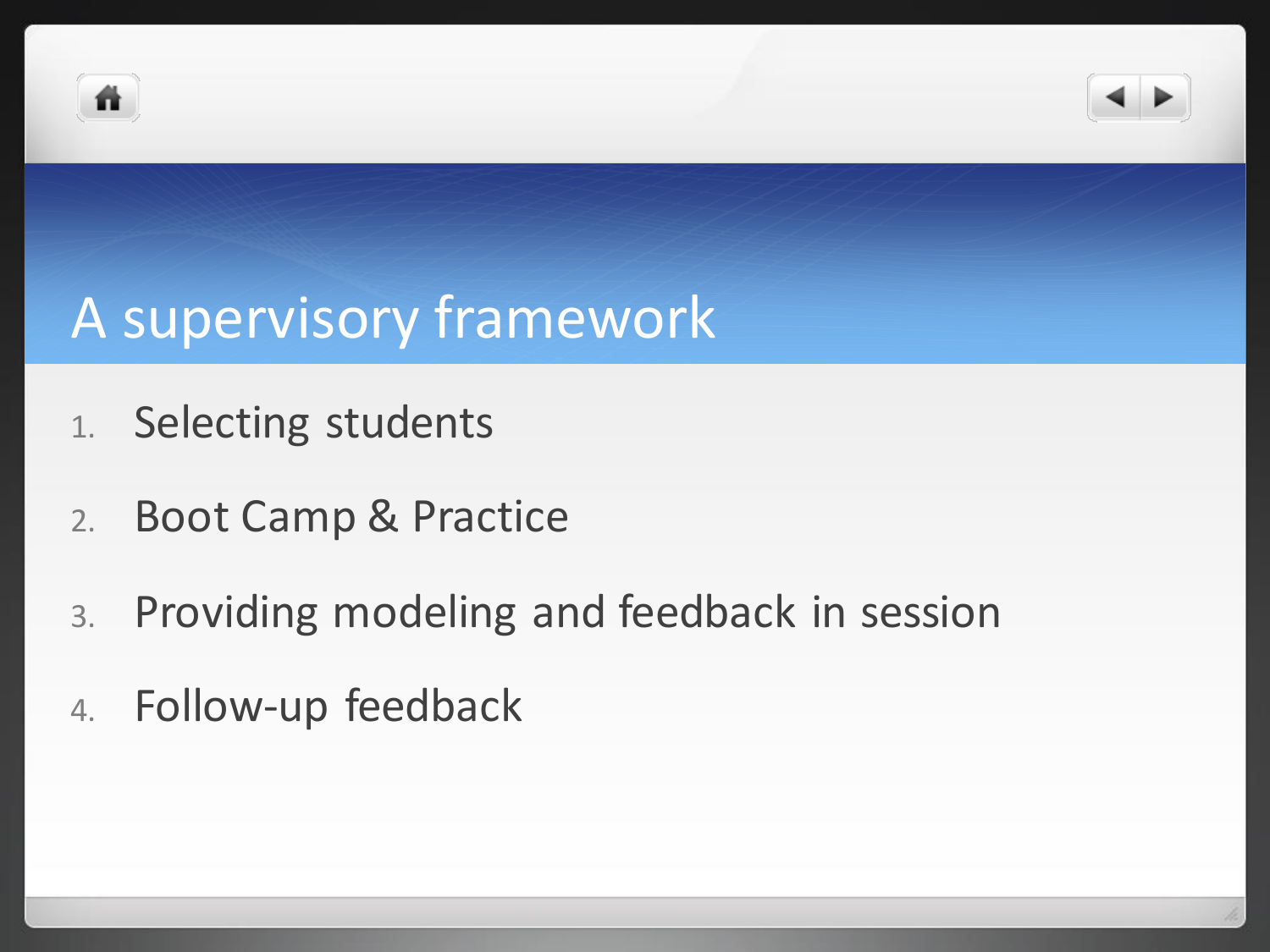# A supervisory framework

1. Selecting students
2. Boot Camp & Practice
3. Providing modeling and feedback in session
4. Follow-up feedback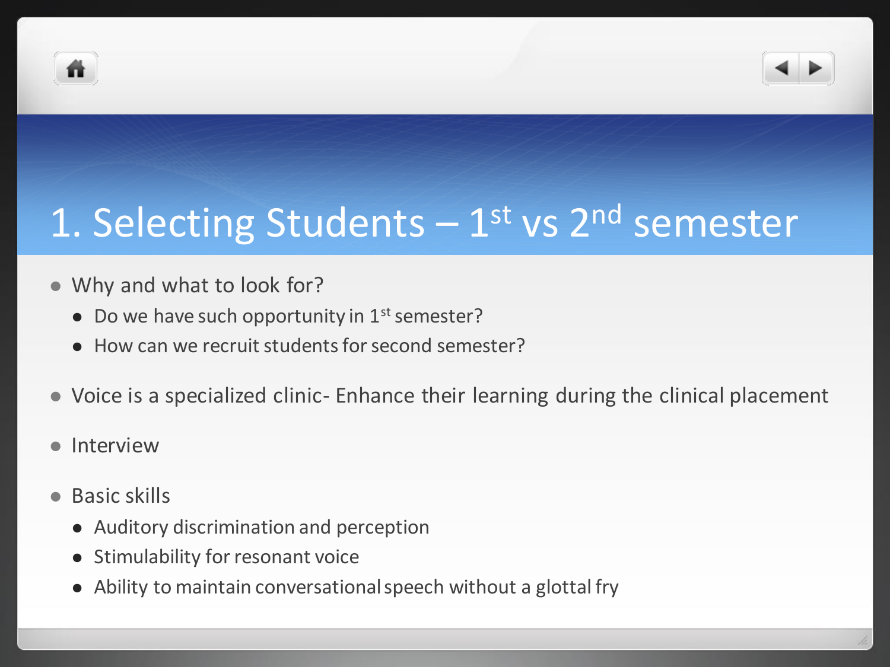# 1. Selecting Students – 1st vs 2nd semester

- Why and what to look for?
  - Do we have such opportunity in 1st semester?
  - How can we recruit students for second semester?
- Voice is a specialized clinic- Enhance their learning during the clinical placement
- Interview
- Basic skills
  - Auditory discrimination and perception
  - Stimulability for resonant voice
  - Ability to maintain conversational speech without a glottal fry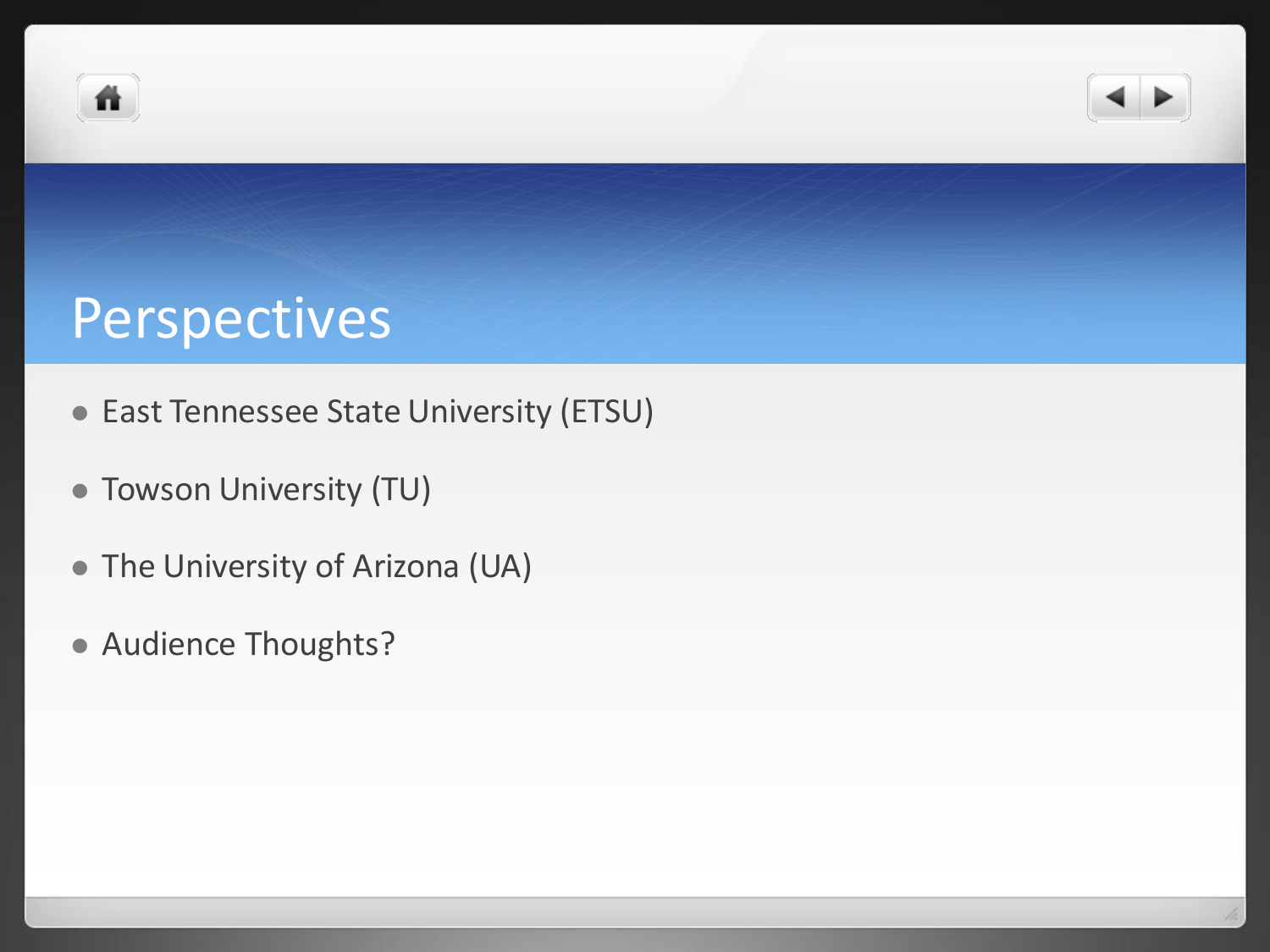# Perspectives

- East Tennessee State University (ETSU)
- Towson University (TU)
- The University of Arizona (UA)
- Audience Thoughts?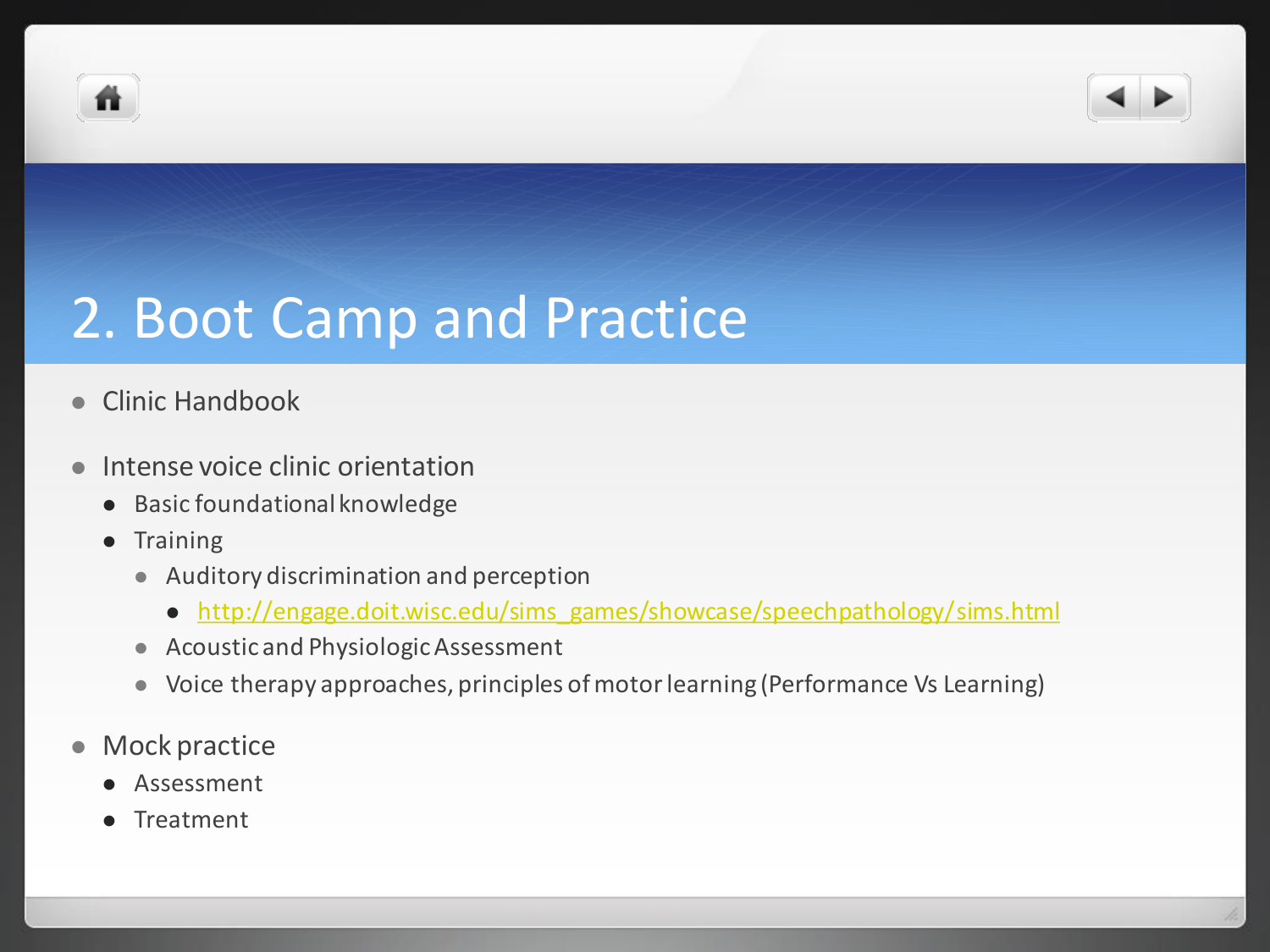# 2. Boot Camp and Practice

- Clinic Handbook
- Intense voice clinic orientation
  - Basic foundational knowledge
  - Training
    - Auditory discrimination and perception
      - http://engage.doit.wisc.edu/sims_games/showcase/speechpathology/sims.html
    - Acoustic and Physiologic Assessment
    - Voice therapy approaches, principles of motor learning (Performance Vs Learning)
- Mock practice
  - Assessment
  - Treatment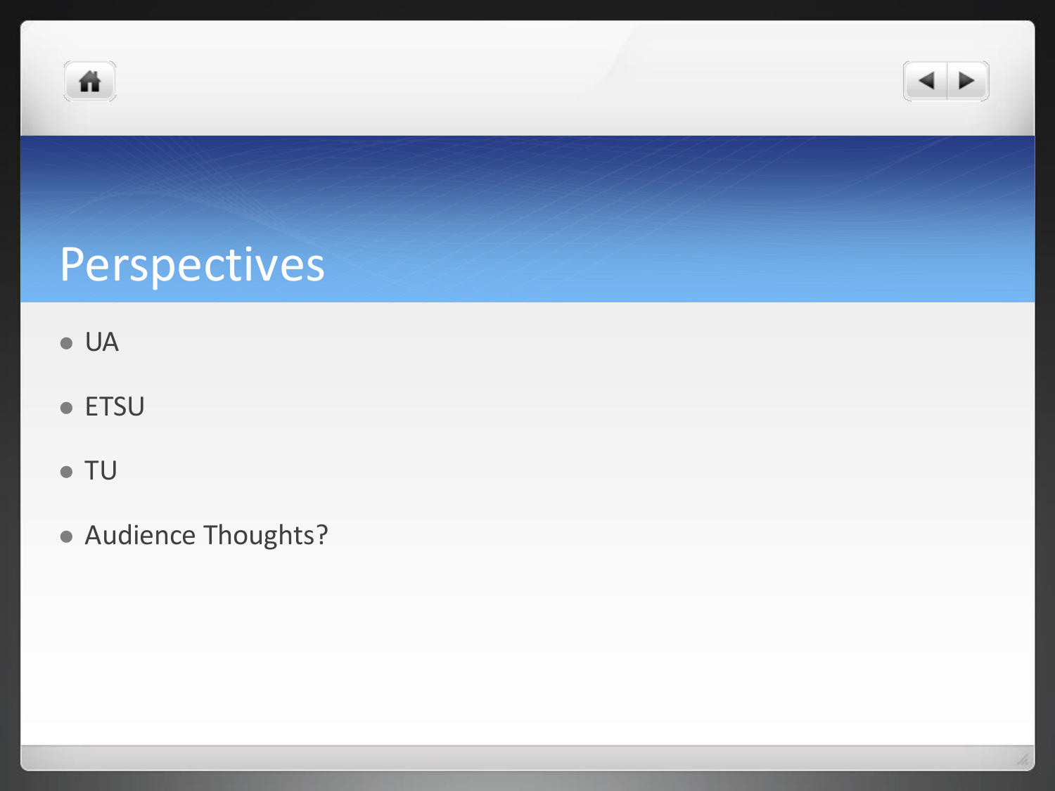# Perspectives

- UA
- ETSU
- TU
- Audience Thoughts?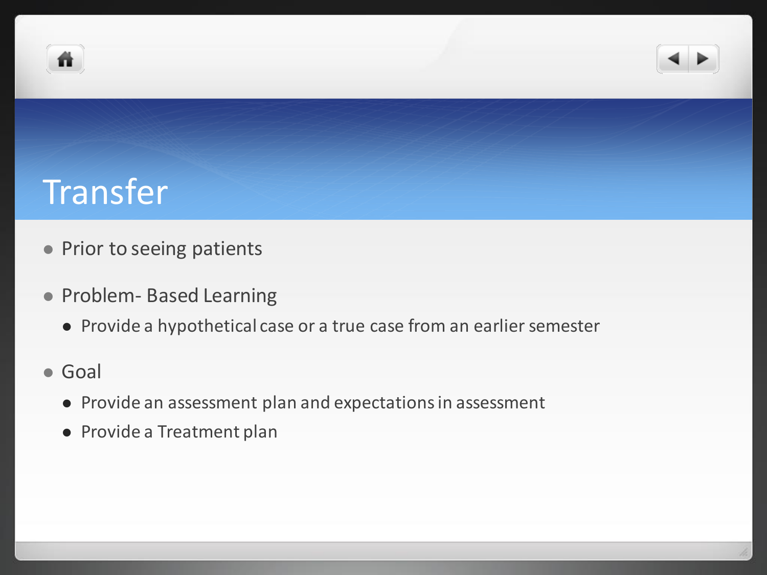# Transfer

- Prior to seeing patients
- Problem- Based Learning
  - Provide a hypothetical case or a true case from an earlier semester
- Goal
  - Provide an assessment plan and expectations in assessment
  - Provide a Treatment plan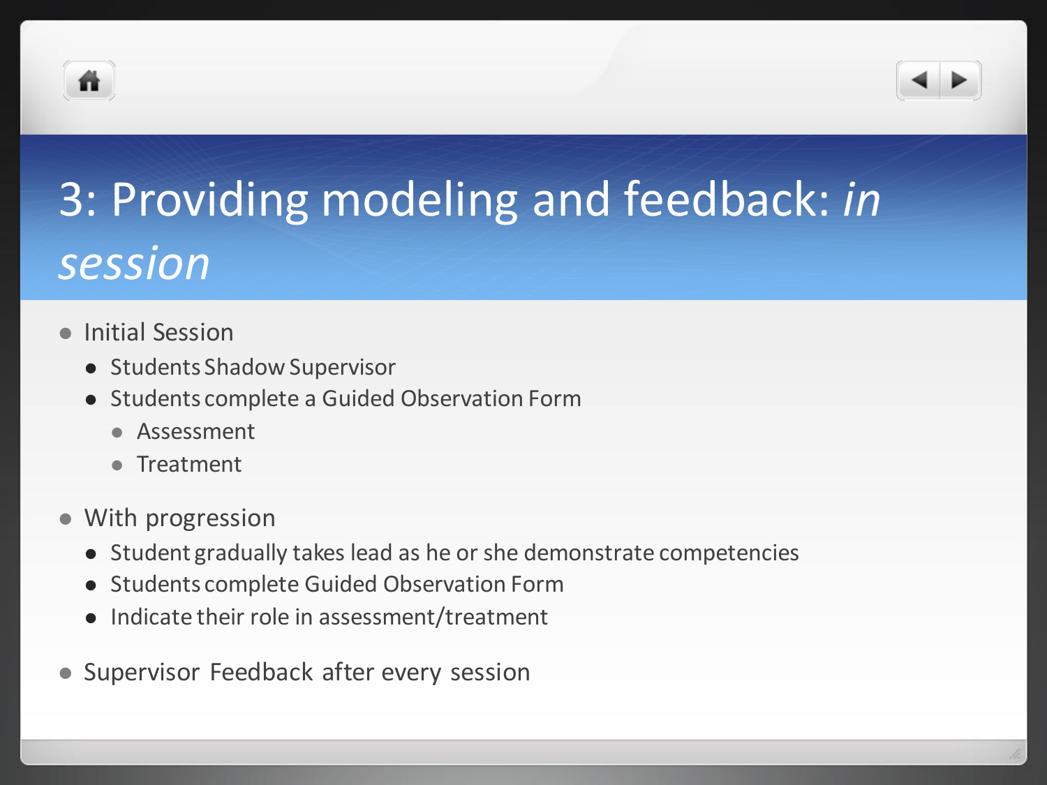# 3: Providing modeling and feedback: *in session*

- Initial Session
  - Students Shadow Supervisor
  - Students complete a Guided Observation Form
    - Assessment
    - Treatment
- With progression
  - Student gradually takes lead as he or she demonstrate competencies
  - Students complete Guided Observation Form
  - Indicate their role in assessment/treatment
- Supervisor Feedback after every session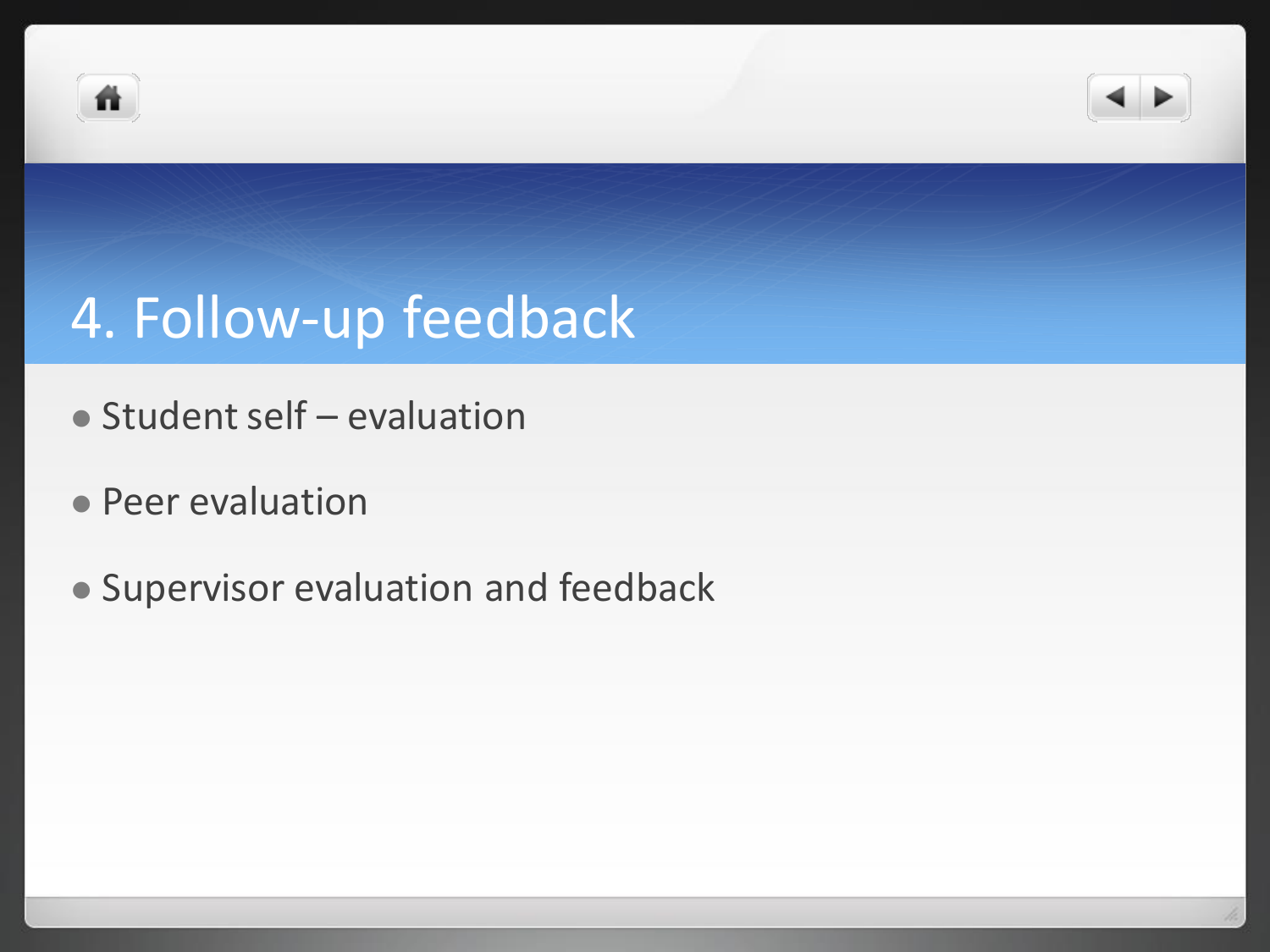# 4. Follow-up feedback

- Student self – evaluation
- Peer evaluation
- Supervisor evaluation and feedback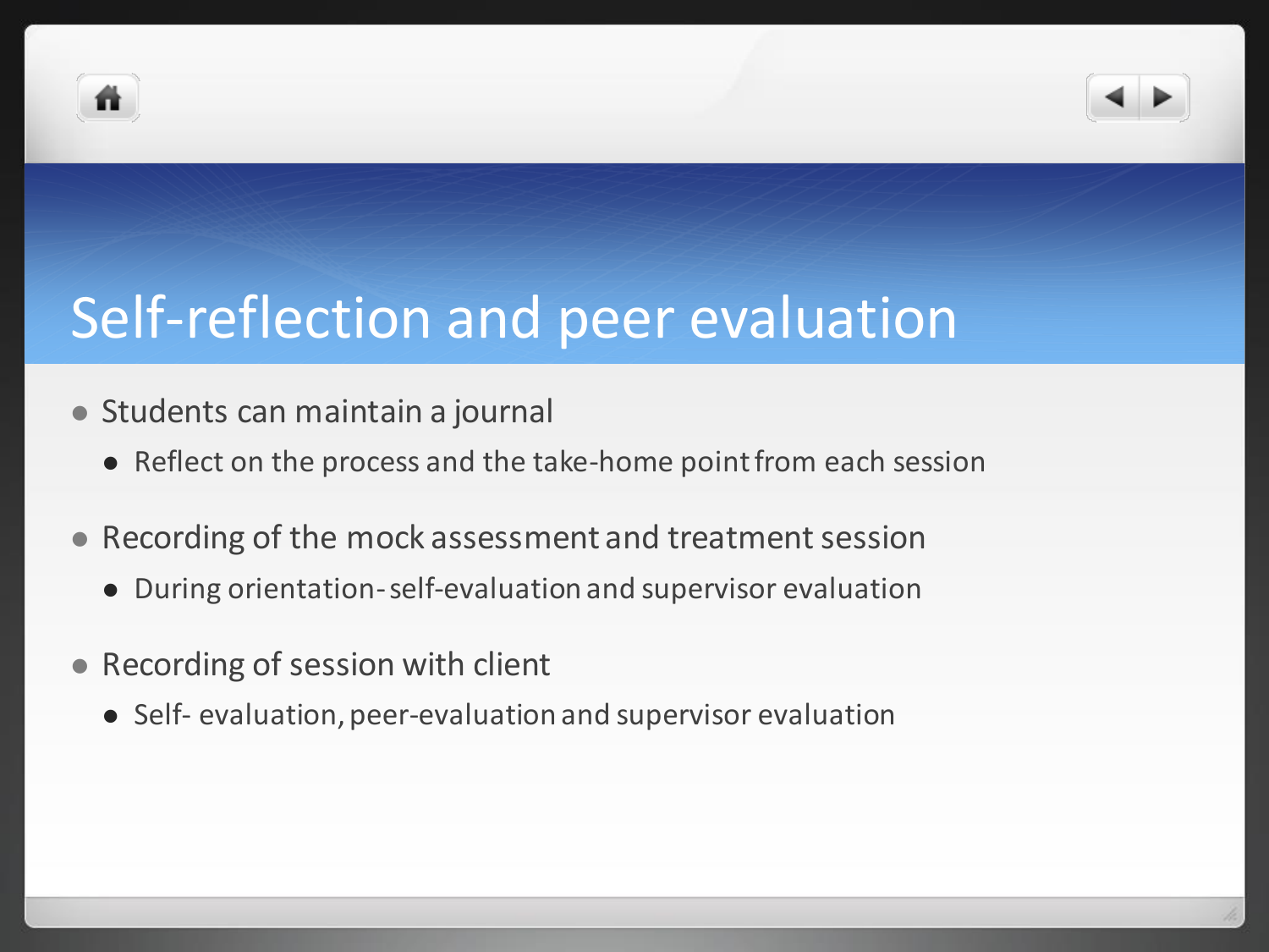# Self-reflection and peer evaluation

- Students can maintain a journal
  - Reflect on the process and the take-home point from each session
- Recording of the mock assessment and treatment session
  - During orientation- self-evaluation and supervisor evaluation
- Recording of session with client
  - Self- evaluation, peer-evaluation and supervisor evaluation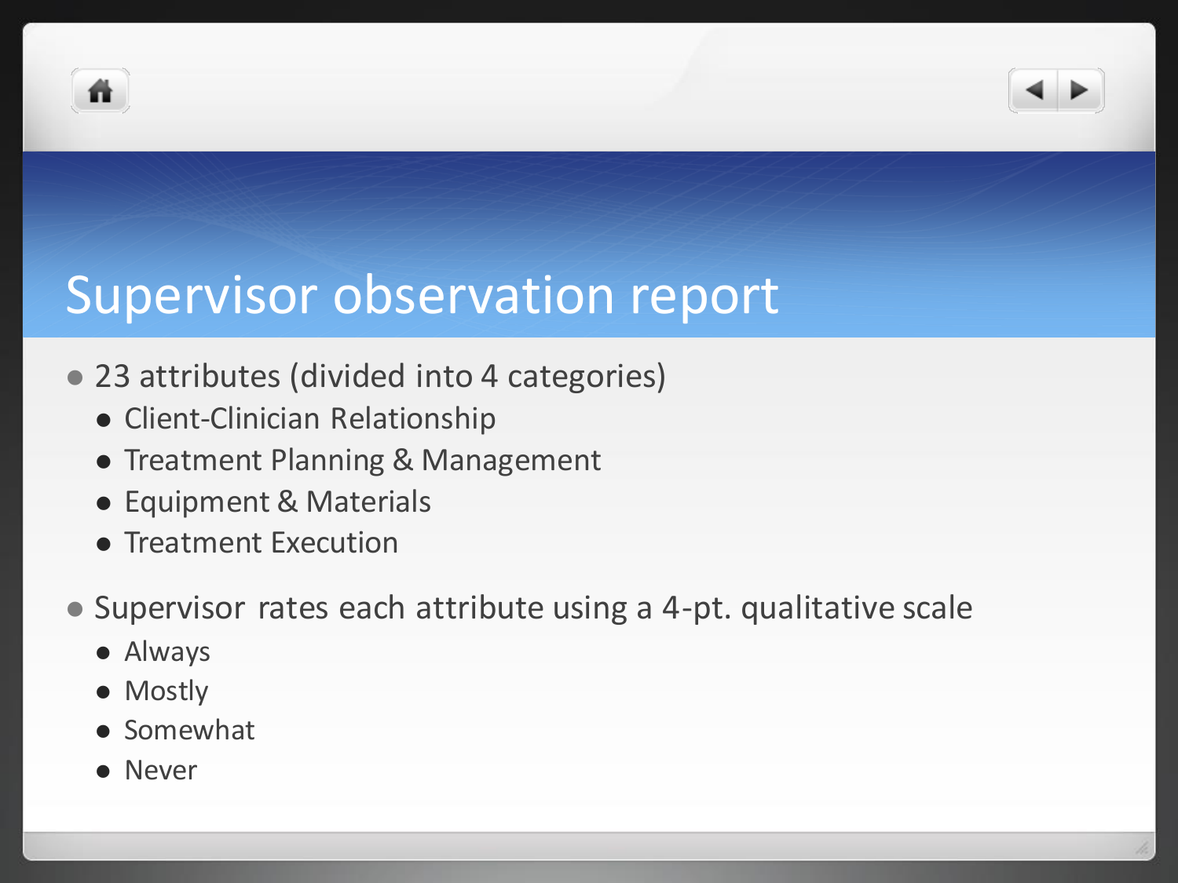# Supervisor observation report

- 23 attributes (divided into 4 categories)
  - Client-Clinician Relationship
  - Treatment Planning & Management
  - Equipment & Materials
  - Treatment Execution
- Supervisor rates each attribute using a 4-pt. qualitative scale
  - Always
  - Mostly
  - Somewhat
  - Never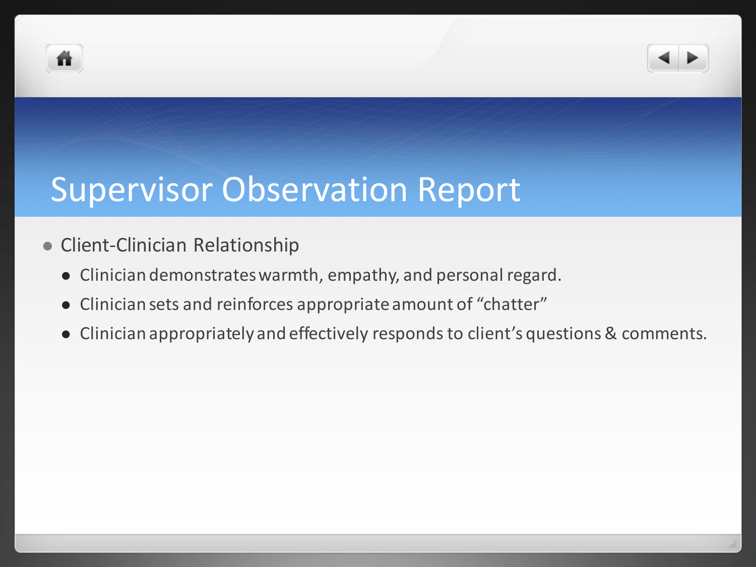# Supervisor Observation Report

- Client-Clinician Relationship
  - Clinician demonstrates warmth, empathy, and personal regard.
  - Clinician sets and reinforces appropriate amount of “chatter”
  - Clinician appropriately and effectively responds to client’s questions & comments.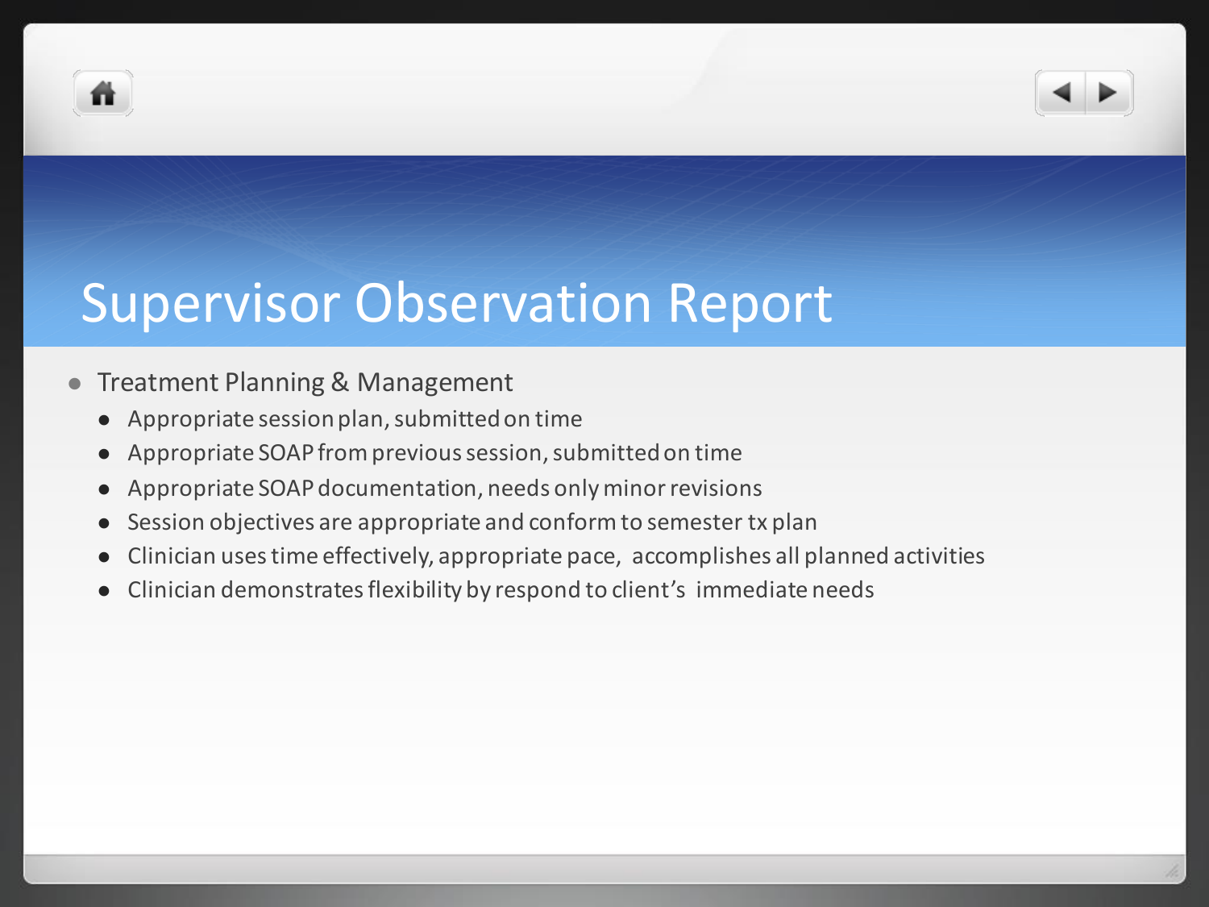# Supervisor Observation Report

- Treatment Planning & Management
  - Appropriate session plan, submitted on time
  - Appropriate SOAP from previous session, submitted on time
  - Appropriate SOAP documentation, needs only minor revisions
  - Session objectives are appropriate and conform to semester tx plan
  - Clinician uses time effectively, appropriate pace, accomplishes all planned activities
  - Clinician demonstrates flexibility by respond to client's immediate needs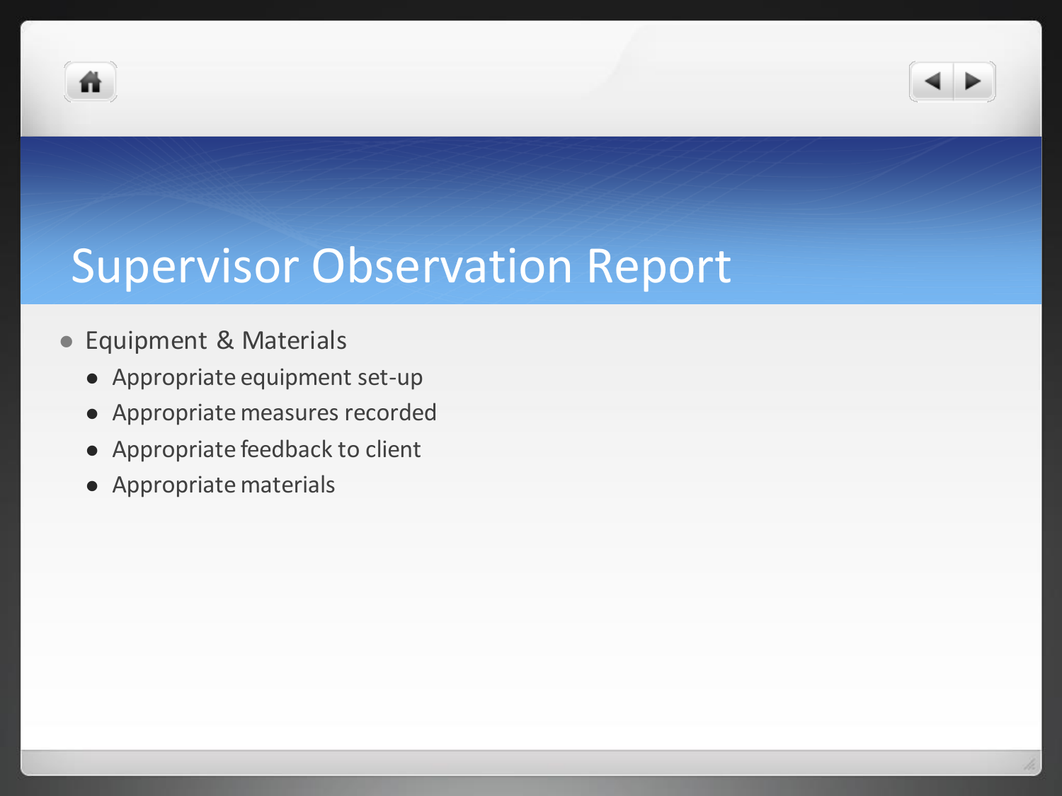# Supervisor Observation Report

- Equipment & Materials
  - Appropriate equipment set-up
  - Appropriate measures recorded
  - Appropriate feedback to client
  - Appropriate materials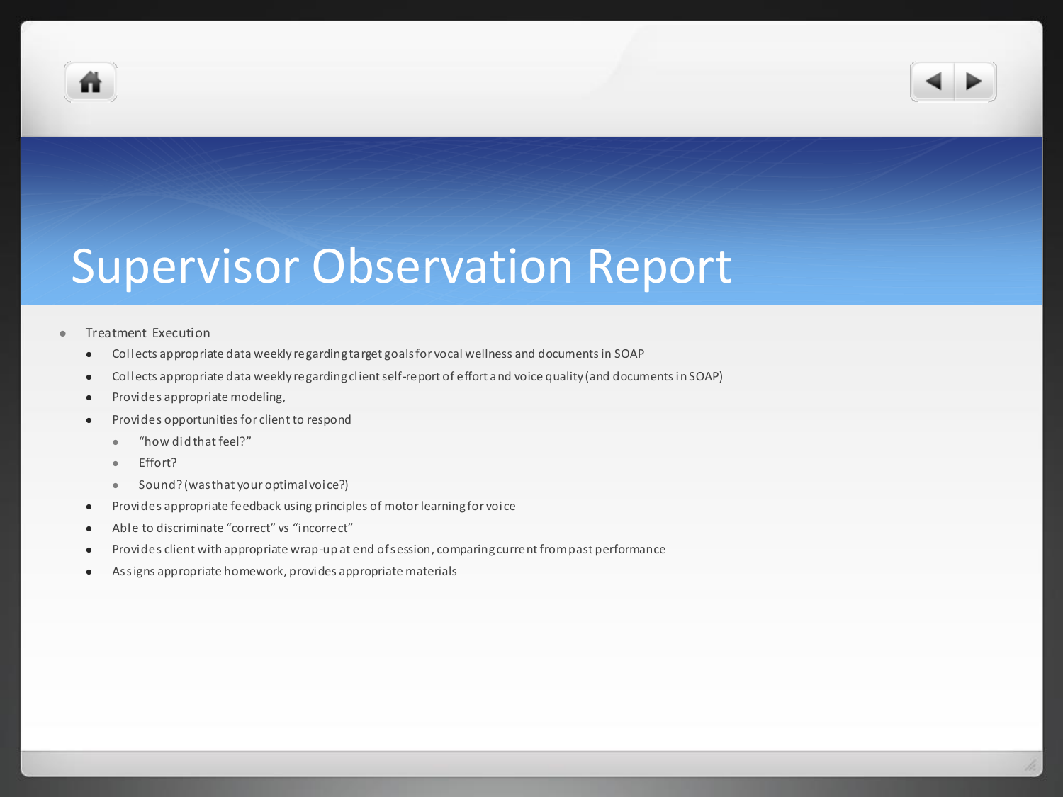# Supervisor Observation Report

- Treatment Execution
  - Collects appropriate data weekly regarding target goals for vocal wellness and documents in SOAP
  - Collects appropriate data weekly regarding client self-report of effort and voice quality (and documents in SOAP)
  - Provides appropriate modeling,
  - Provides opportunities for client to respond
    - "how did that feel?"
    - Effort?
    - Sound? (was that your optimal voice?)
  - Provides appropriate feedback using principles of motor learning for voice
  - Able to discriminate "correct" vs "incorrect"
  - Provides client with appropriate wrap-up at end of session, comparing current from past performance
  - Assigns appropriate homework, provides appropriate materials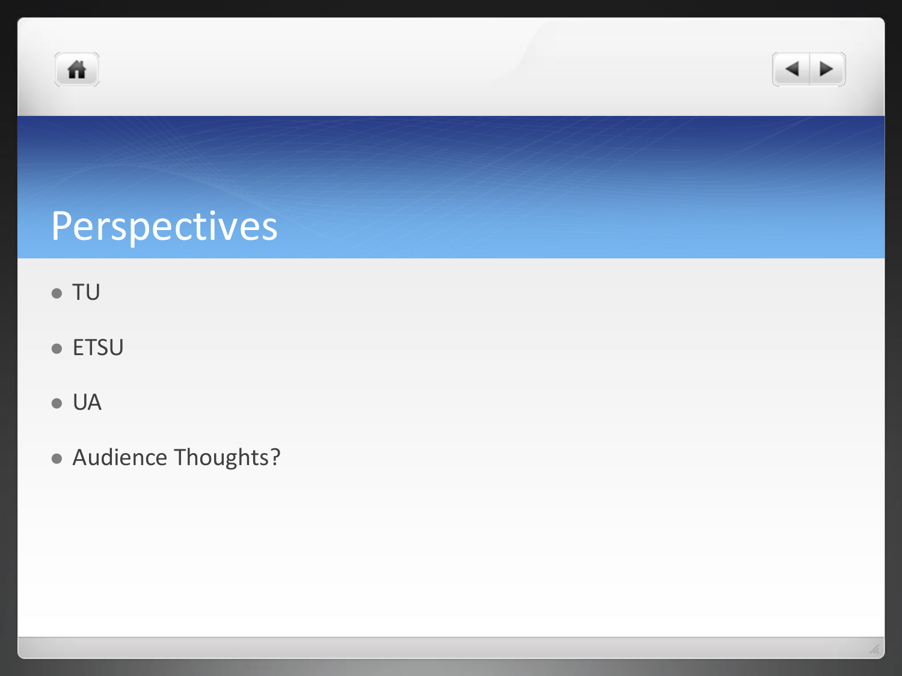# Perspectives

- TU
- ETSU
- UA
- Audience Thoughts?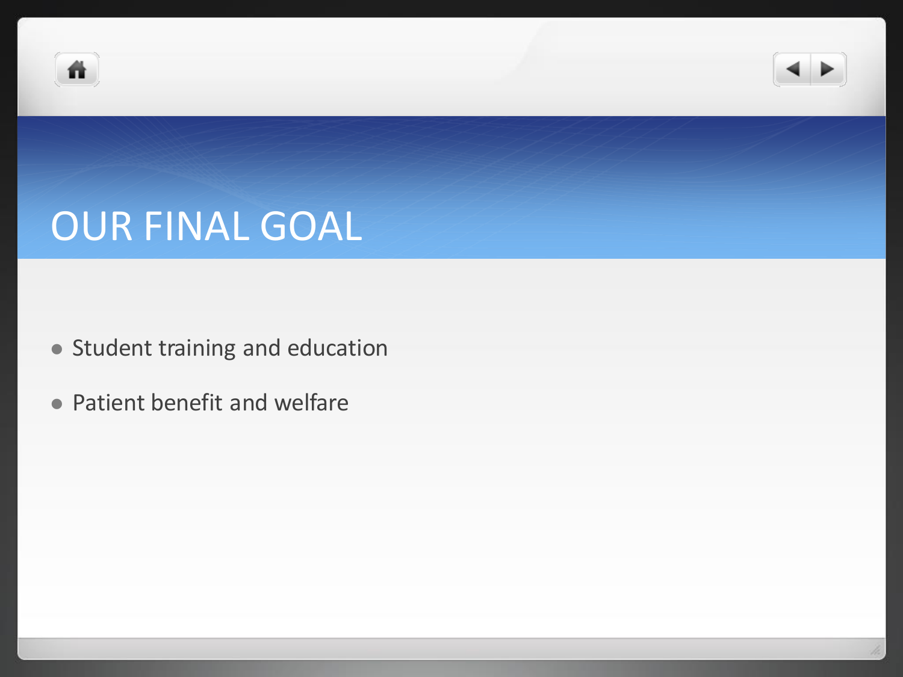# OUR FINAL GOAL

- Student training and education
- Patient benefit and welfare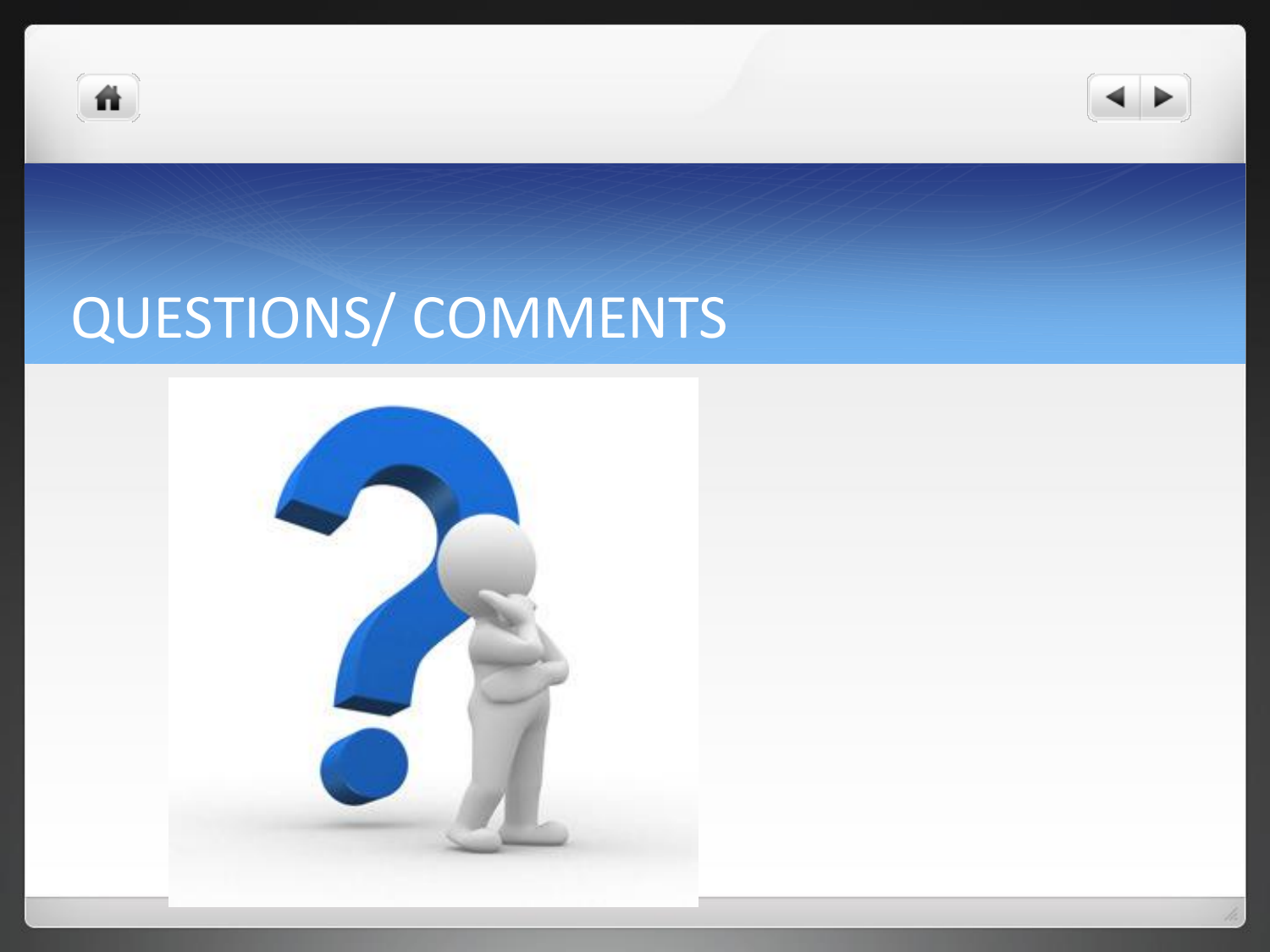# QUESTIONS/ COMMENTS